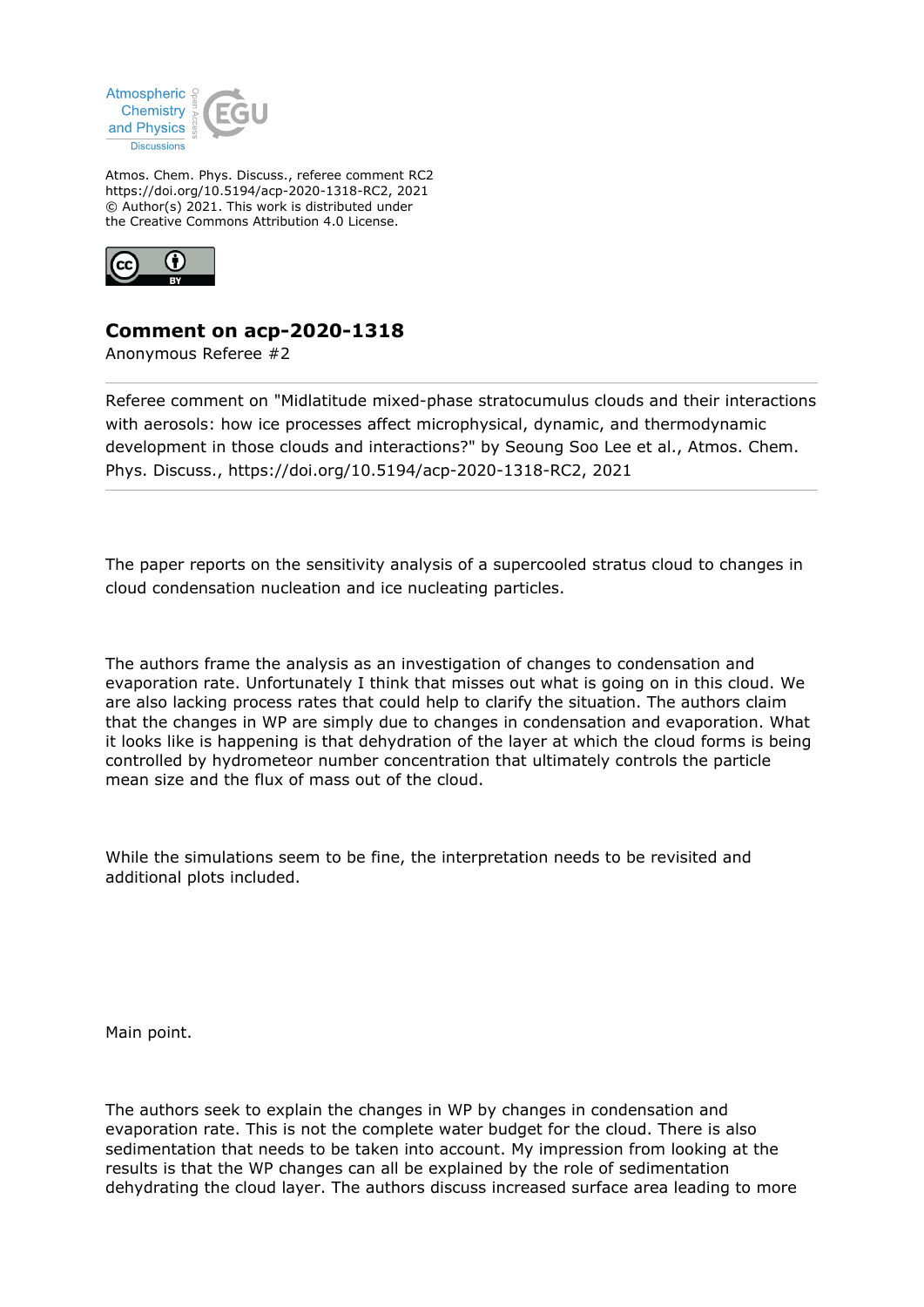Atmospheric Chemistry and Physics Discussions

Atmos. Chem. Phys. Discuss., referee comment RC2
https://doi.org/10.5194/acp-2020-1318-RC2, 2021
© Author(s) 2021. This work is distributed under
the Creative Commons Attribution 4.0 License.

## Comment on acp-2020-1318

Anonymous Referee #2

---

Referee comment on "Midlatitude mixed-phase stratocumulus clouds and their interactions with aerosols: how ice processes affect microphysical, dynamic, and thermodynamic development in those clouds and interactions?" by Seoung Soo Lee et al., Atmos. Chem. Phys. Discuss., https://doi.org/10.5194/acp-2020-1318-RC2, 2021

---

The paper reports on the sensitivity analysis of a supercooled stratus cloud to changes in cloud condensation nucleation and ice nucleating particles.

The authors frame the analysis as an investigation of changes to condensation and evaporation rate. Unfortunately I think that misses out what is going on in this cloud. We are also lacking process rates that could help to clarify the situation. The authors claim that the changes in WP are simply due to changes in condensation and evaporation. What it looks like is happening is that dehydration of the layer at which the cloud forms is being controlled by hydrometeor number concentration that ultimately controls the particle mean size and the flux of mass out of the cloud.

While the simulations seem to be fine, the interpretation needs to be revisited and additional plots included.

Main point.

The authors seek to explain the changes in WP by changes in condensation and evaporation rate. This is not the complete water budget for the cloud. There is also sedimentation that needs to be taken into account. My impression from looking at the results is that the WP changes can all be explained by the role of sedimentation dehydrating the cloud layer. The authors discuss increased surface area leading to more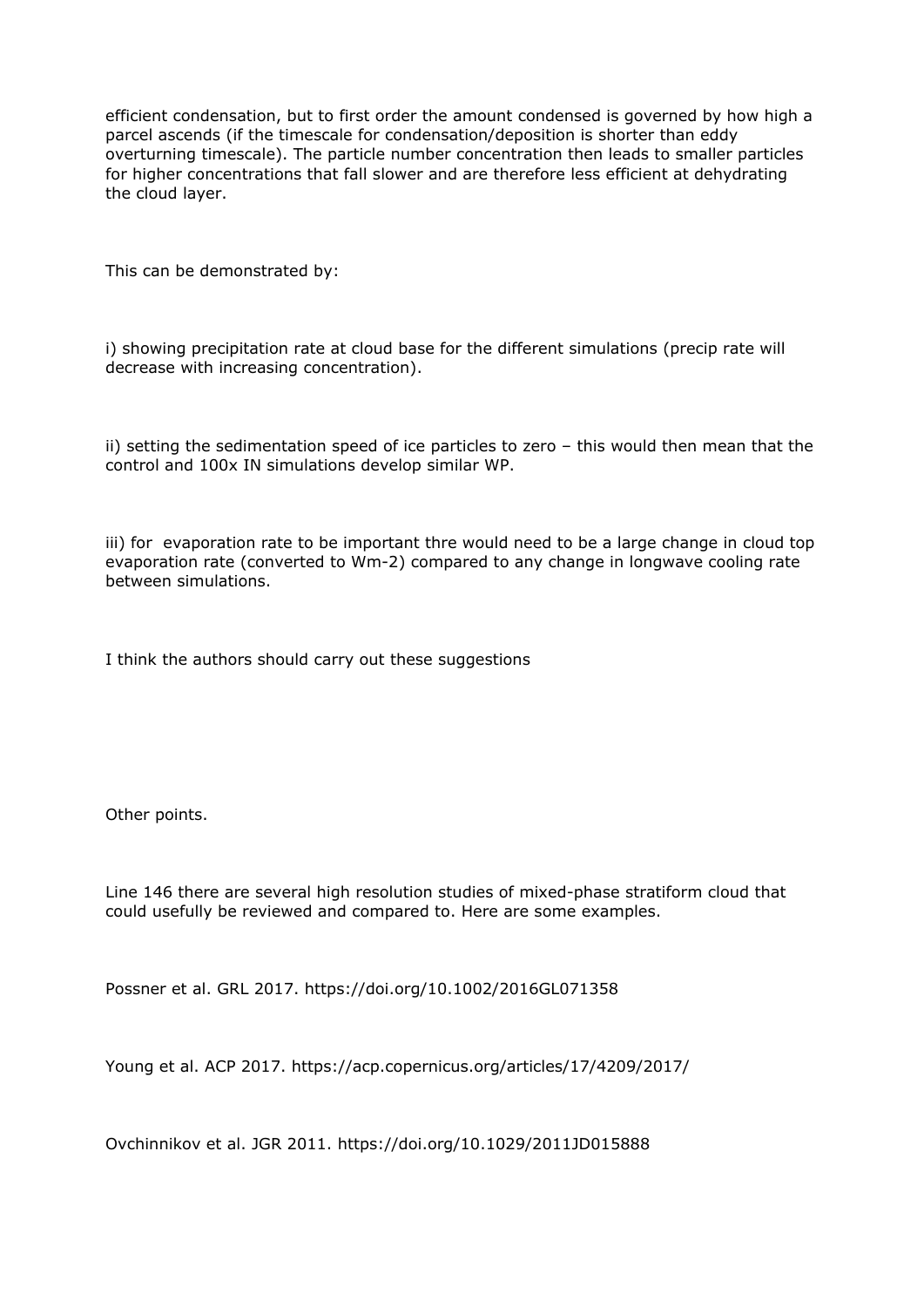efficient condensation, but to first order the amount condensed is governed by how high a parcel ascends (if the timescale for condensation/deposition is shorter than eddy overturning timescale). The particle number concentration then leads to smaller particles for higher concentrations that fall slower and are therefore less efficient at dehydrating the cloud layer.

This can be demonstrated by:

i) showing precipitation rate at cloud base for the different simulations (precip rate will decrease with increasing concentration).

ii) setting the sedimentation speed of ice particles to zero – this would then mean that the control and 100x IN simulations develop similar WP.

iii) for evaporation rate to be important thre would need to be a large change in cloud top evaporation rate (converted to Wm-2) compared to any change in longwave cooling rate between simulations.

I think the authors should carry out these suggestions

Other points.

Line 146 there are several high resolution studies of mixed-phase stratiform cloud that could usefully be reviewed and compared to. Here are some examples.

Possner et al. GRL 2017. https://doi.org/10.1002/2016GL071358

Young et al. ACP 2017. https://acp.copernicus.org/articles/17/4209/2017/

Ovchinnikov et al. JGR 2011. https://doi.org/10.1029/2011JD015888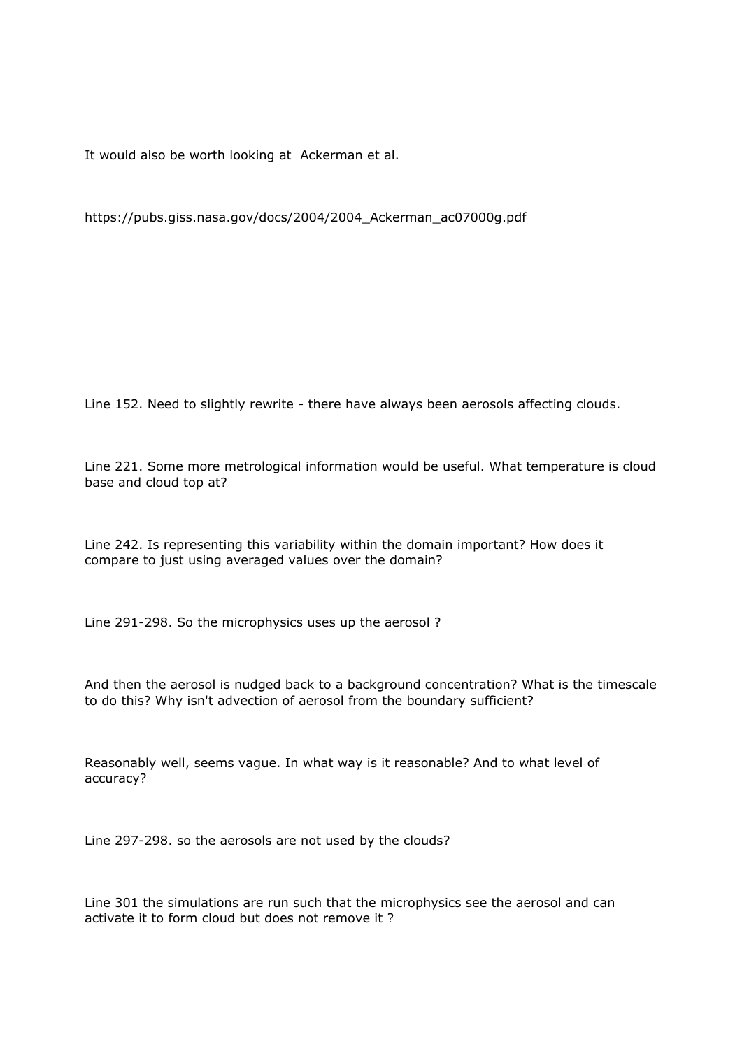It would also be worth looking at  Ackerman et al.

https://pubs.giss.nasa.gov/docs/2004/2004_Ackerman_ac07000g.pdf

Line 152. Need to slightly rewrite - there have always been aerosols affecting clouds.

Line 221. Some more metrological information would be useful. What temperature is cloud base and cloud top at?

Line 242. Is representing this variability within the domain important? How does it compare to just using averaged values over the domain?

Line 291-298. So the microphysics uses up the aerosol ?

And then the aerosol is nudged back to a background concentration? What is the timescale to do this? Why isn't advection of aerosol from the boundary sufficient?

Reasonably well, seems vague. In what way is it reasonable? And to what level of accuracy?

Line 297-298. so the aerosols are not used by the clouds?

Line 301 the simulations are run such that the microphysics see the aerosol and can activate it to form cloud but does not remove it ?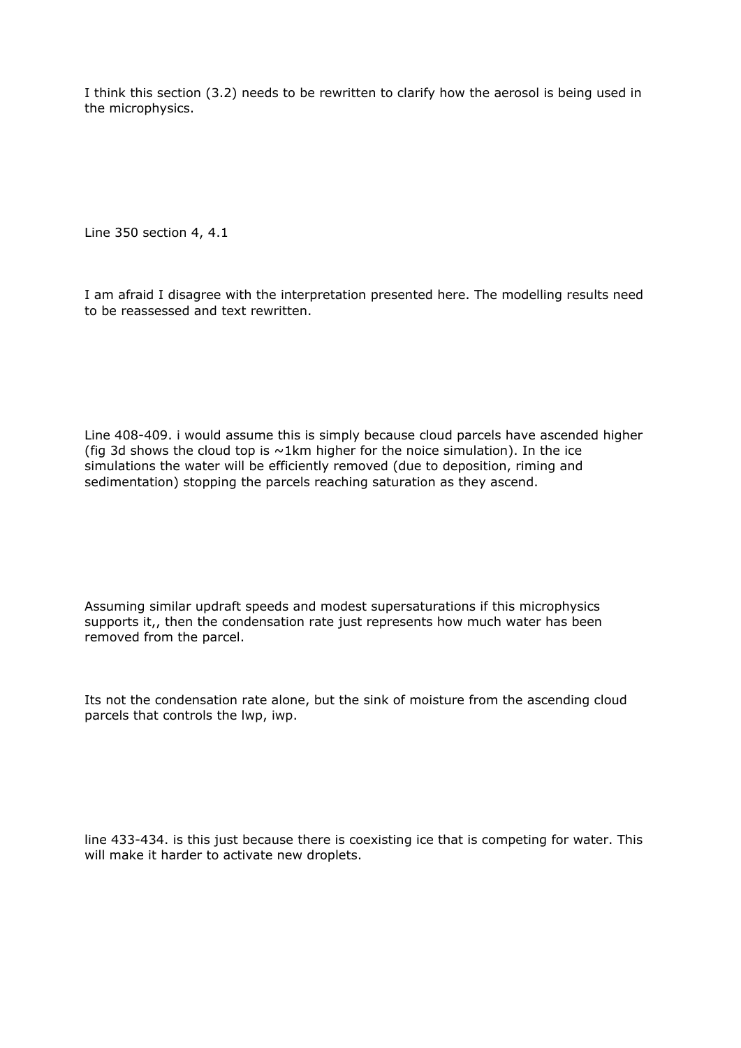I think this section (3.2) needs to be rewritten to clarify how the aerosol is being used in the microphysics.

Line 350 section 4, 4.1

I am afraid I disagree with the interpretation presented here. The modelling results need to be reassessed and text rewritten.

Line 408-409. i would assume this is simply because cloud parcels have ascended higher (fig 3d shows the cloud top is ~1km higher for the noice simulation). In the ice simulations the water will be efficiently removed (due to deposition, riming and sedimentation) stopping the parcels reaching saturation as they ascend.

Assuming similar updraft speeds and modest supersaturations if this microphysics supports it,, then the condensation rate just represents how much water has been removed from the parcel.

Its not the condensation rate alone, but the sink of moisture from the ascending cloud parcels that controls the lwp, iwp.

line 433-434. is this just because there is coexisting ice that is competing for water. This will make it harder to activate new droplets.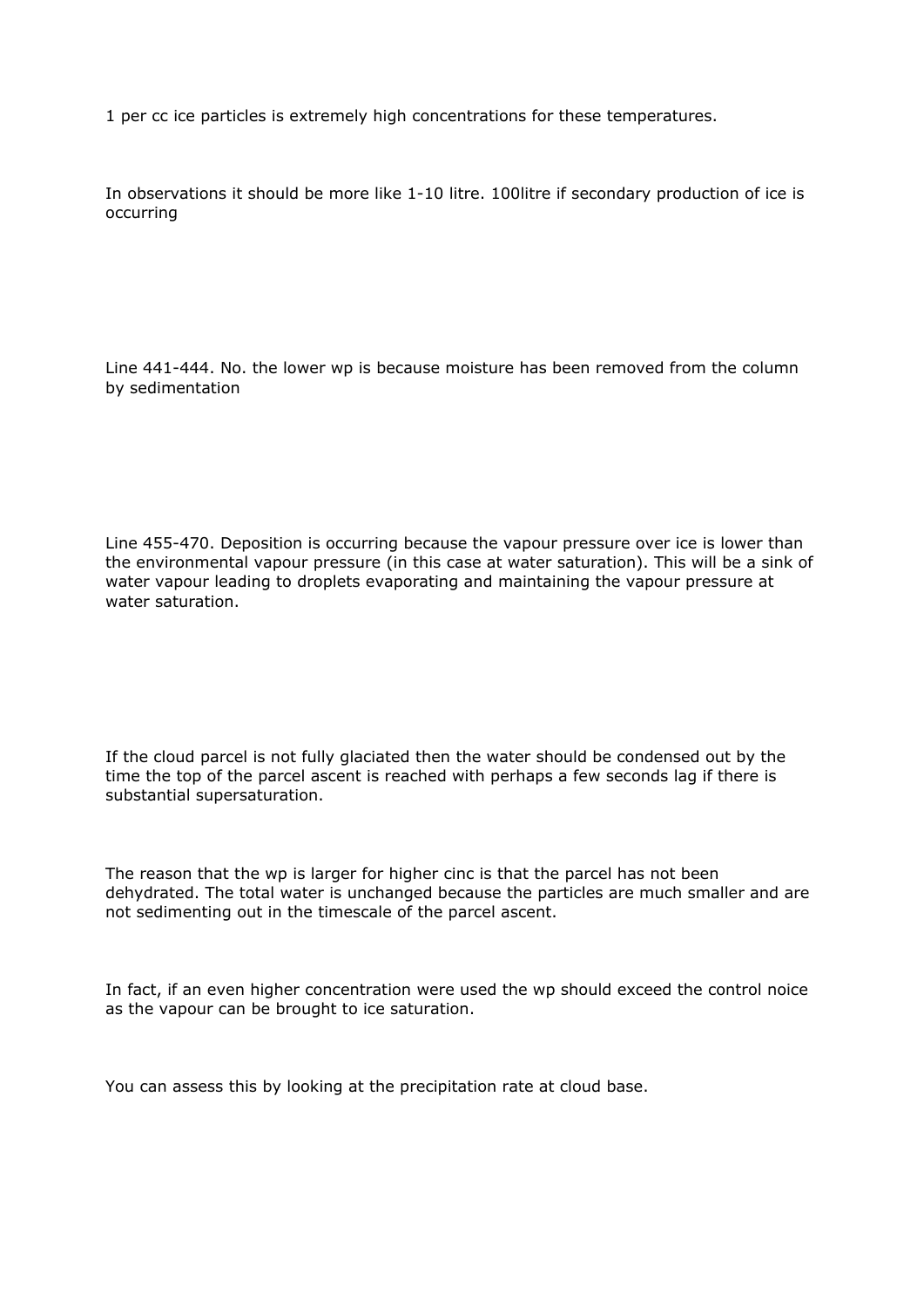1 per cc ice particles is extremely high concentrations for these temperatures.

In observations it should be more like 1-10 litre. 100litre if secondary production of ice is occurring

Line 441-444. No. the lower wp is because moisture has been removed from the column by sedimentation

Line 455-470. Deposition is occurring because the vapour pressure over ice is lower than the environmental vapour pressure (in this case at water saturation). This will be a sink of water vapour leading to droplets evaporating and maintaining the vapour pressure at water saturation.

If the cloud parcel is not fully glaciated then the water should be condensed out by the time the top of the parcel ascent is reached with perhaps a few seconds lag if there is substantial supersaturation.

The reason that the wp is larger for higher cinc is that the parcel has not been dehydrated. The total water is unchanged because the particles are much smaller and are not sedimenting out in the timescale of the parcel ascent.

In fact, if an even higher concentration were used the wp should exceed the control noice as the vapour can be brought to ice saturation.

You can assess this by looking at the precipitation rate at cloud base.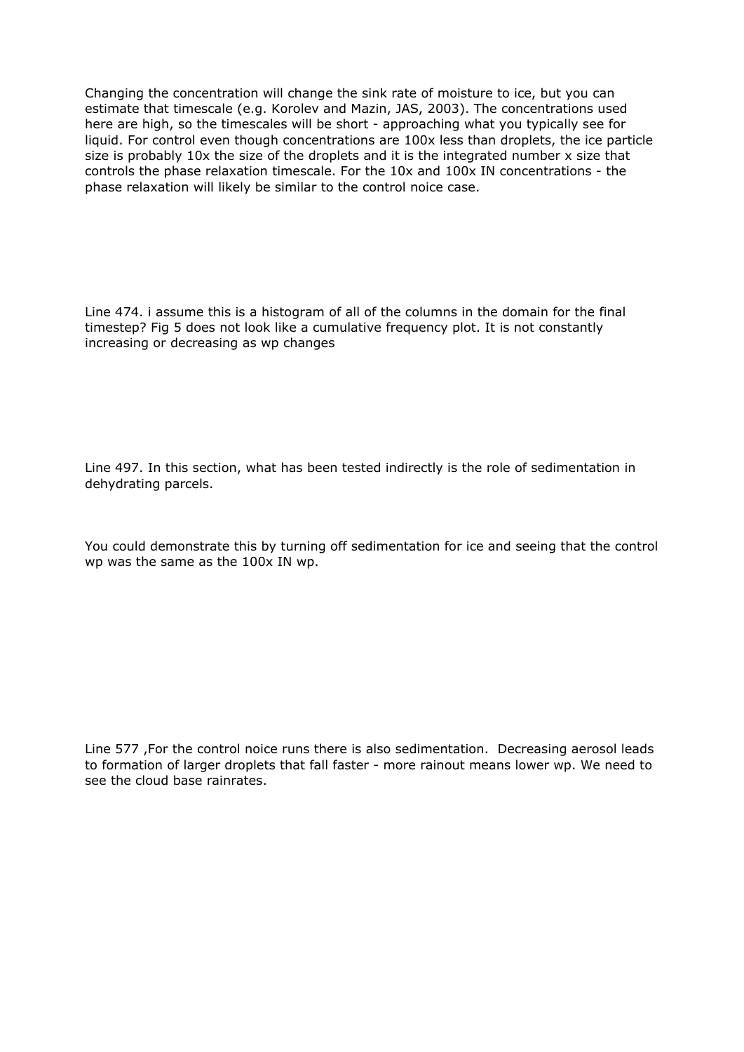Changing the concentration will change the sink rate of moisture to ice, but you can estimate that timescale (e.g. Korolev and Mazin, JAS, 2003). The concentrations used here are high, so the timescales will be short - approaching what you typically see for liquid. For control even though concentrations are 100x less than droplets, the ice particle size is probably 10x the size of the droplets and it is the integrated number x size that controls the phase relaxation timescale. For the 10x and 100x IN concentrations - the phase relaxation will likely be similar to the control noice case.

Line 474. i assume this is a histogram of all of the columns in the domain for the final timestep? Fig 5 does not look like a cumulative frequency plot. It is not constantly increasing or decreasing as wp changes

Line 497. In this section, what has been tested indirectly is the role of sedimentation in dehydrating parcels.

You could demonstrate this by turning off sedimentation for ice and seeing that the control wp was the same as the 100x IN wp.

Line 577 ,For the control noice runs there is also sedimentation. Decreasing aerosol leads to formation of larger droplets that fall faster - more rainout means lower wp. We need to see the cloud base rainrates.